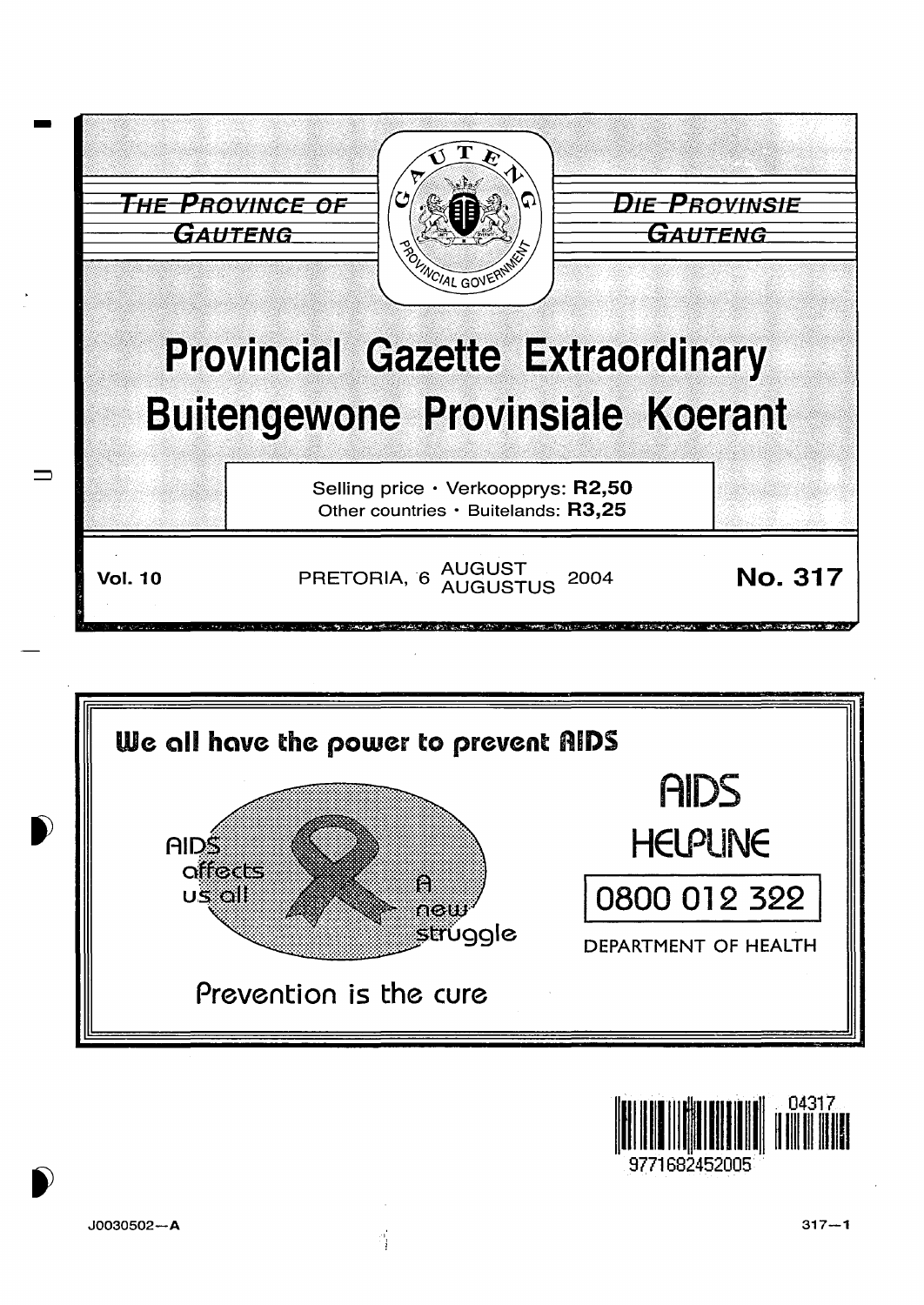THE PROVINCE OF GAUTENG

DIE PROVINSIE GAUTENG

# Provincial Gazette Extraordinary
# Buitengewone Provinsiale Koerant

Selling price · Verkoopprys: **R2,50**
Other countries · Buitelands: **R3,25**

**Vol. 10** PRETORIA, 6 AUGUST AUGUSTUS 2004 **No. 317**

**We all have the power to prevent AIDS**

AIDS affects us all!

A new struggle

Prevention is the cure

AIDS HELPLINE

0800 012 322

DEPARTMENT OF HEALTH

9771682452005 04317

J0030502—A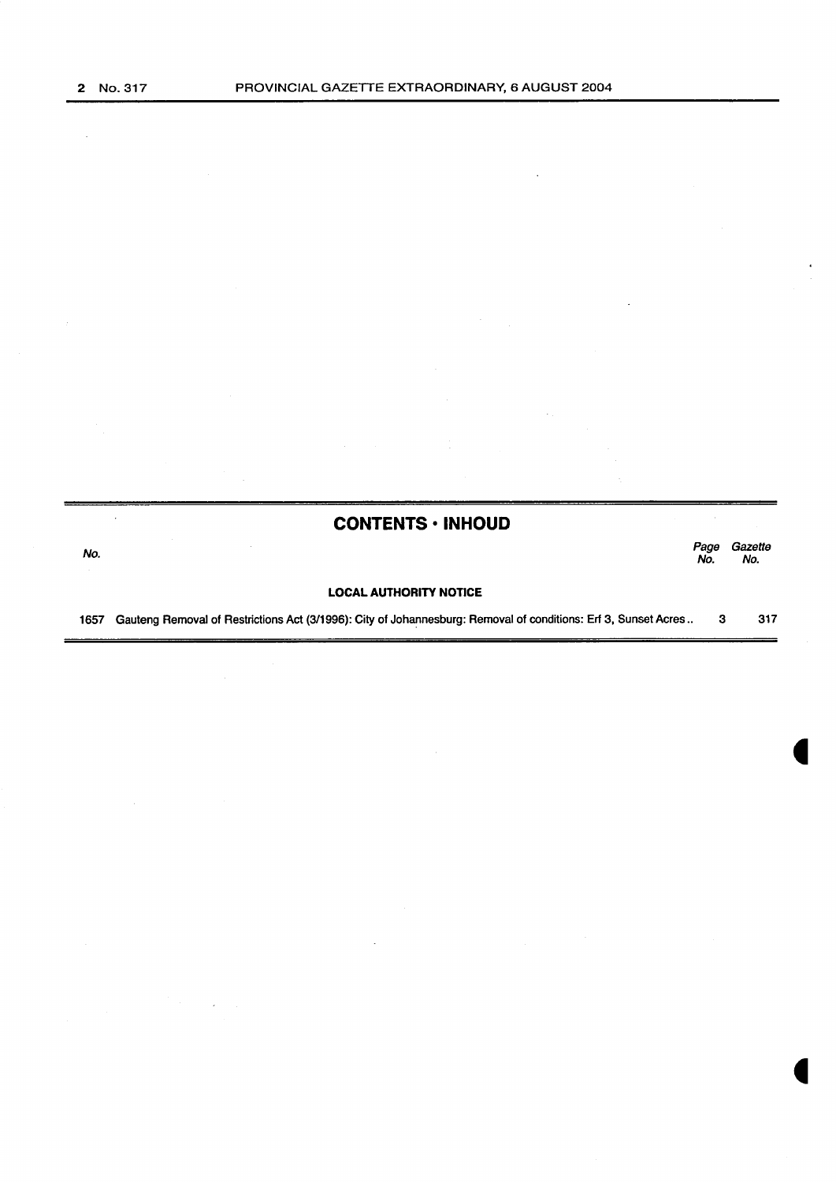## CONTENTS · INHOUD

| No. | | Page No. | Gazette No. |
|---|---|---|---|
| | **LOCAL AUTHORITY NOTICE** | | |
| 1657 | Gauteng Removal of Restrictions Act (3/1996): City of Johannesburg: Removal of conditions: Erf 3, Sunset Acres.. | 3 | 317 |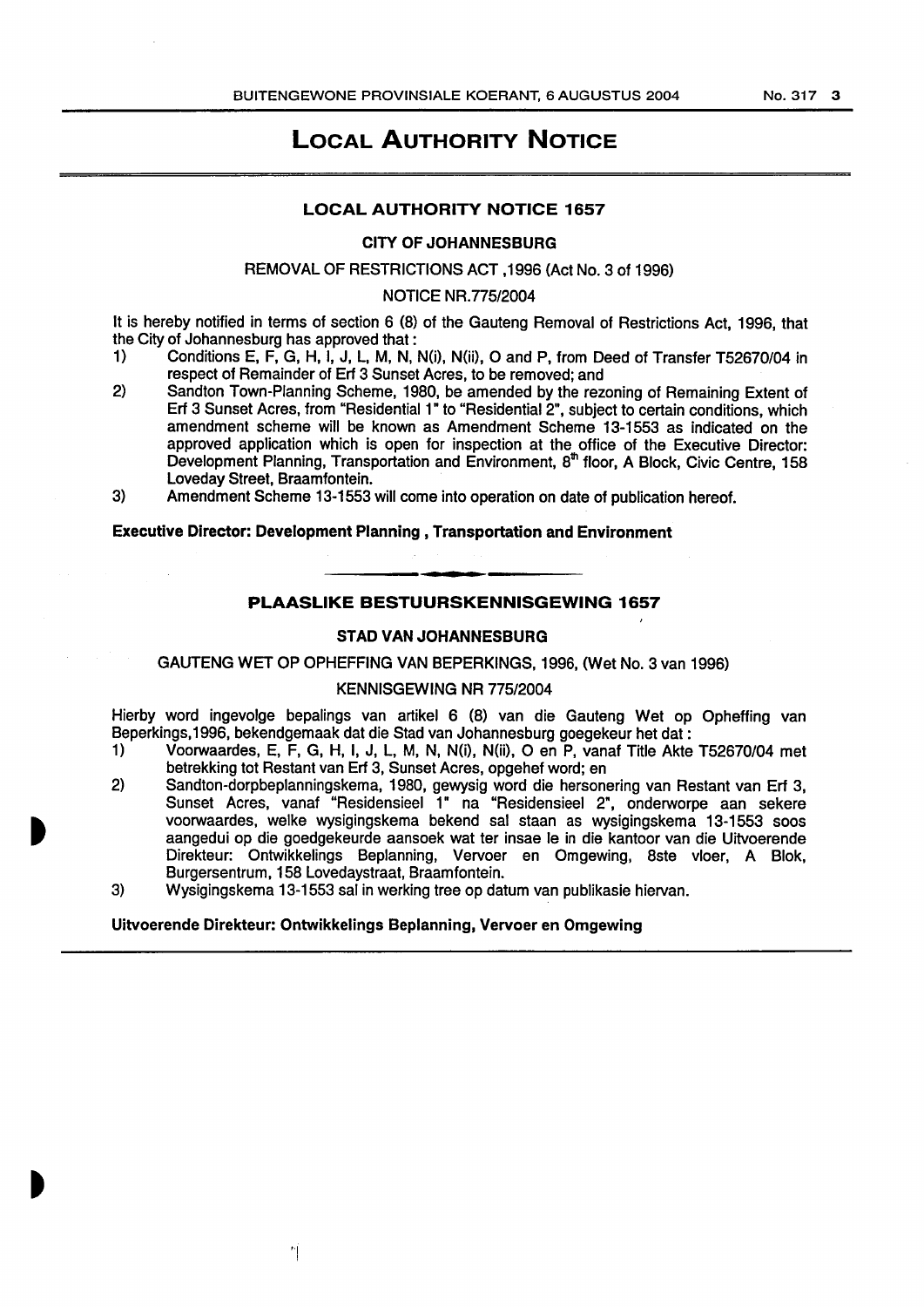# LOCAL AUTHORITY NOTICE

## LOCAL AUTHORITY NOTICE 1657

### CITY OF JOHANNESBURG

REMOVAL OF RESTRICTIONS ACT ,1996 (Act No. 3 of 1996)

NOTICE NR.775/2004

It is hereby notified in terms of section 6 (8) of the Gauteng Removal of Restrictions Act, 1996, that the City of Johannesburg has approved that :

1) Conditions E, F, G, H, I, J, L, M, N, N(i), N(ii), O and P, from Deed of Transfer T52670/04 in respect of Remainder of Erf 3 Sunset Acres, to be removed; and
2) Sandton Town-Planning Scheme, 1980, be amended by the rezoning of Remaining Extent of Erf 3 Sunset Acres, from "Residential 1" to "Residential 2", subject to certain conditions, which amendment scheme will be known as Amendment Scheme 13-1553 as indicated on the approved application which is open for inspection at the office of the Executive Director: Development Planning, Transportation and Environment, 8th floor, A Block, Civic Centre, 158 Loveday Street, Braamfontein.
3) Amendment Scheme 13-1553 will come into operation on date of publication hereof.

**Executive Director: Development Planning , Transportation and Environment**

---

## PLAASLIKE BESTUURSKENNISGEWING 1657

### STAD VAN JOHANNESBURG

GAUTENG WET OP OPHEFFING VAN BEPERKINGS, 1996, (Wet No. 3 van 1996)

KENNISGEWING NR 775/2004

Hierby word ingevolge bepalings van artikel 6 (8) van die Gauteng Wet op Opheffing van Beperkings,1996, bekendgemaak dat die Stad van Johannesburg goegekeur het dat :

1) Voorwaardes, E, F, G, H, I, J, L, M, N, N(i), N(ii), O en P, vanaf Title Akte T52670/04 met betrekking tot Restant van Erf 3, Sunset Acres, opgehef word; en
2) Sandton-dorpbeplanningskema, 1980, gewysig word die hersonering van Restant van Erf 3, Sunset Acres, vanaf "Residensieel 1" na "Residensieel 2", onderworpe aan sekere voorwaardes, welke wysigingskema bekend sal staan as wysigingskema 13-1553 soos aangedui op die goedgekeurde aansoek wat ter insae le in die kantoor van die Uitvoerende Direkteur: Ontwikkelings Beplanning, Vervoer en Omgewing, 8ste vloer, A Blok, Burgersentrum, 158 Lovedaystraat, Braamfontein.
3) Wysigingskema 13-1553 sal in werking tree op datum van publikasie hiervan.

**Uitvoerende Direkteur: Ontwikkelings Beplanning, Vervoer en Omgewing**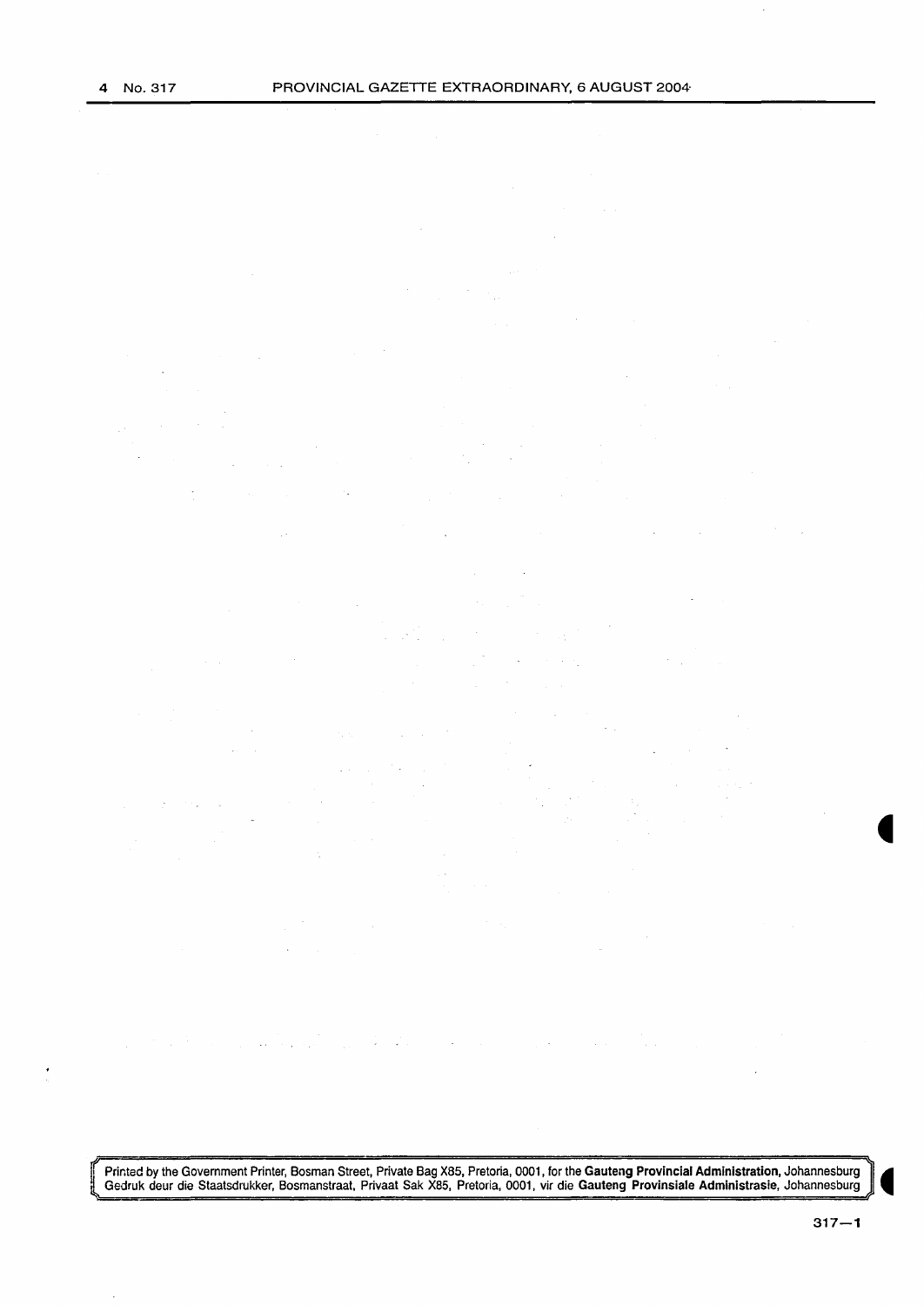Printed by the Government Printer, Bosman Street, Private Bag X85, Pretoria, 0001, for the **Gauteng Provincial Administration**, Johannesburg
Gedruk deur die Staatsdrukker, Bosmanstraat, Privaat Sak X85, Pretoria, 0001, vir die **Gauteng Provinsiale Administrasie**, Johannesburg

317—1